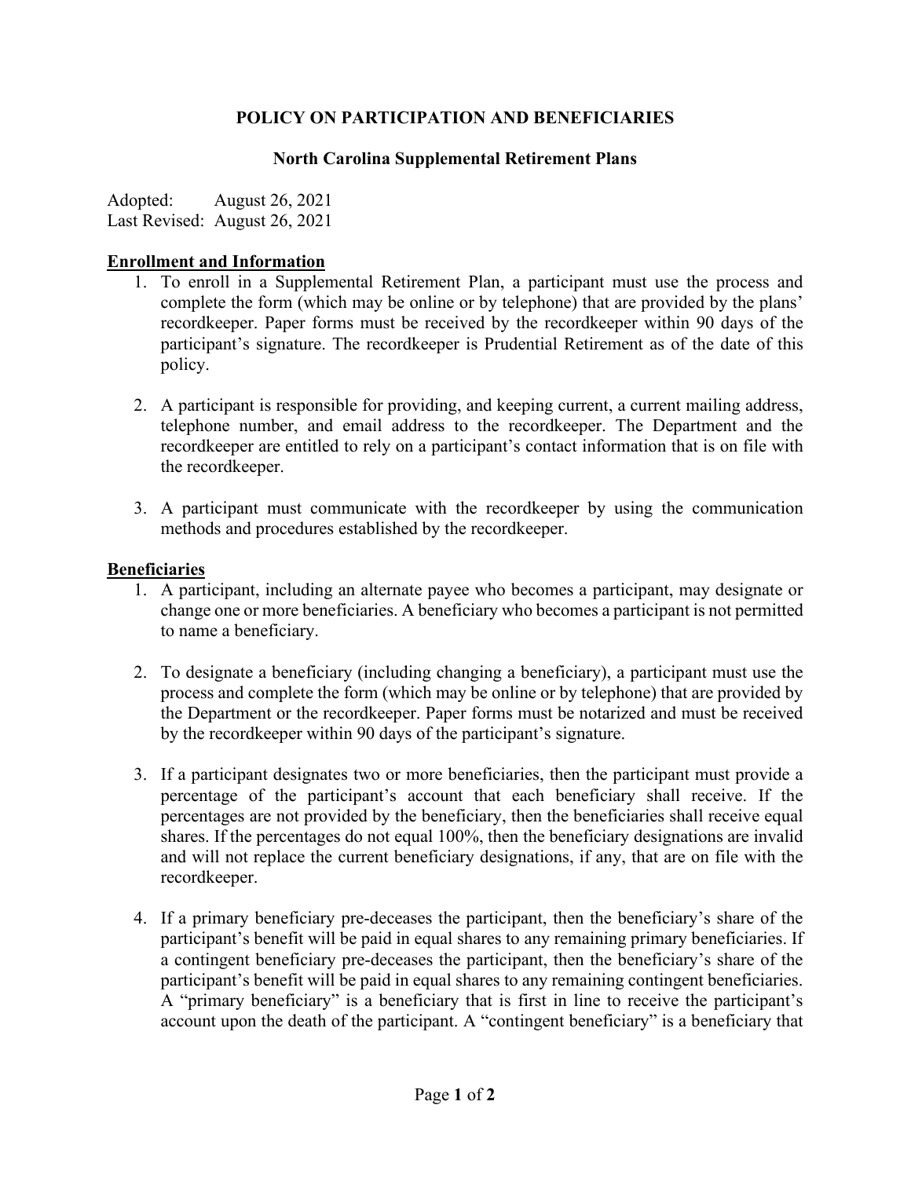# POLICY ON PARTICIPATION AND BENEFICIARIES

## North Carolina Supplemental Retirement Plans

Adopted: August 26, 2021
Last Revised: August 26, 2021

**Enrollment and Information**

1. To enroll in a Supplemental Retirement Plan, a participant must use the process and complete the form (which may be online or by telephone) that are provided by the plans' recordkeeper. Paper forms must be received by the recordkeeper within 90 days of the participant's signature. The recordkeeper is Prudential Retirement as of the date of this policy.

2. A participant is responsible for providing, and keeping current, a current mailing address, telephone number, and email address to the recordkeeper. The Department and the recordkeeper are entitled to rely on a participant's contact information that is on file with the recordkeeper.

3. A participant must communicate with the recordkeeper by using the communication methods and procedures established by the recordkeeper.

**Beneficiaries**

1. A participant, including an alternate payee who becomes a participant, may designate or change one or more beneficiaries. A beneficiary who becomes a participant is not permitted to name a beneficiary.

2. To designate a beneficiary (including changing a beneficiary), a participant must use the process and complete the form (which may be online or by telephone) that are provided by the Department or the recordkeeper. Paper forms must be notarized and must be received by the recordkeeper within 90 days of the participant's signature.

3. If a participant designates two or more beneficiaries, then the participant must provide a percentage of the participant's account that each beneficiary shall receive. If the percentages are not provided by the beneficiary, then the beneficiaries shall receive equal shares. If the percentages do not equal 100%, then the beneficiary designations are invalid and will not replace the current beneficiary designations, if any, that are on file with the recordkeeper.

4. If a primary beneficiary pre-deceases the participant, then the beneficiary's share of the participant's benefit will be paid in equal shares to any remaining primary beneficiaries. If a contingent beneficiary pre-deceases the participant, then the beneficiary's share of the participant's benefit will be paid in equal shares to any remaining contingent beneficiaries. A "primary beneficiary" is a beneficiary that is first in line to receive the participant's account upon the death of the participant. A "contingent beneficiary" is a beneficiary that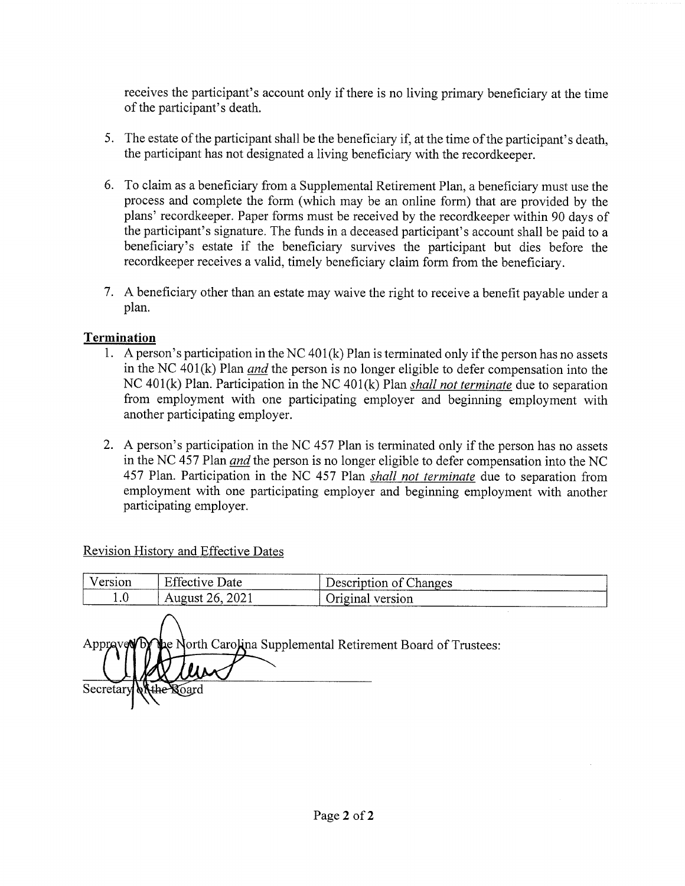receives the participant's account only if there is no living primary beneficiary at the time of the participant's death.

5. The estate of the participant shall be the beneficiary if, at the time of the participant's death, the participant has not designated a living beneficiary with the recordkeeper.

6. To claim as a beneficiary from a Supplemental Retirement Plan, a beneficiary must use the process and complete the form (which may be an online form) that are provided by the plans' recordkeeper. Paper forms must be received by the recordkeeper within 90 days of the participant's signature. The funds in a deceased participant's account shall be paid to a beneficiary's estate if the beneficiary survives the participant but dies before the recordkeeper receives a valid, timely beneficiary claim form from the beneficiary.

7. A beneficiary other than an estate may waive the right to receive a benefit payable under a plan.

## Termination

1. A person's participation in the NC 401(k) Plan is terminated only if the person has no assets in the NC 401(k) Plan ***and*** the person is no longer eligible to defer compensation into the NC 401(k) Plan. Participation in the NC 401(k) Plan ***shall not terminate*** due to separation from employment with one participating employer and beginning employment with another participating employer.

2. A person's participation in the NC 457 Plan is terminated only if the person has no assets in the NC 457 Plan ***and*** the person is no longer eligible to defer compensation into the NC 457 Plan. Participation in the NC 457 Plan ***shall not terminate*** due to separation from employment with one participating employer and beginning employment with another participating employer.

Revision History and Effective Dates

| Version | Effective Date | Description of Changes |
|---|---|---|
| 1.0 | August 26, 2021 | Original version |

Approved by the North Carolina Supplemental Retirement Board of Trustees:

Secretary of the Board